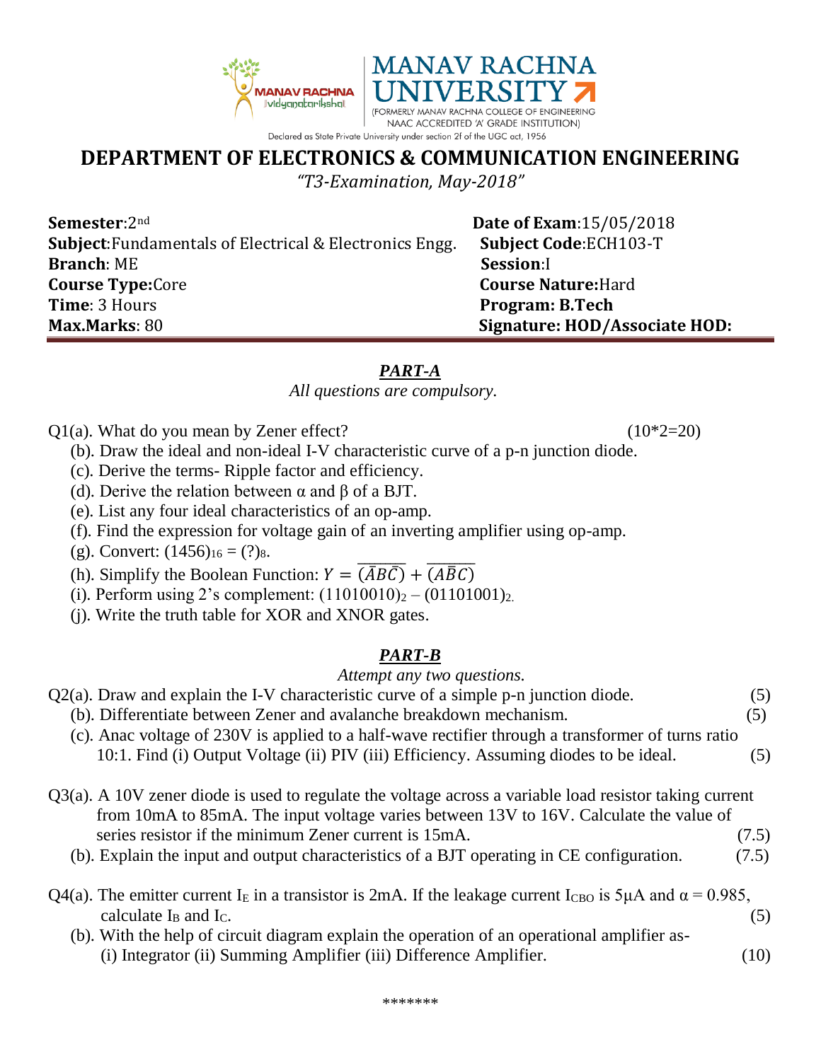**MANAV RACHNA UNIVERSITY**

(FORMERLY MANAV RACHNA COLLEGE OF ENGINEERING NAAC ACCREDITED 'A' GRADE INSTITUTION)

Declared as State Private University under section 2f of the UGC act, 1956

# DEPARTMENT OF ELECTRONICS & COMMUNICATION ENGINEERING

*"T3-Examination, May-2018"*

| | |
|---|---|
| **Semester**:2nd | **Date of Exam**:15/05/2018 |
| **Subject**:Fundamentals of Electrical & Electronics Engg. | **Subject Code**:ECH103-T |
| **Branch**: ME | **Session**:I |
| **Course Type:**Core | **Course Nature:**Hard |
| **Time**: 3 Hours | **Program: B.Tech** |
| **Max.Marks**: 80 | **Signature: HOD/Associate HOD:** |

## *PART-A*

*All questions are compulsory.*

Q1(a). What do you mean by Zener effect? (10*2=20)

(b). Draw the ideal and non-ideal I-V characteristic curve of a p-n junction diode.

(c). Derive the terms- Ripple factor and efficiency.

(d). Derive the relation between $\alpha$ and $\beta$ of a BJT.

(e). List any four ideal characteristics of an op-amp.

(f). Find the expression for voltage gain of an inverting amplifier using op-amp.

(g). Convert: $(1456)_{16} = (?)_8$.

(h). Simplify the Boolean Function: $Y = \overline{(\bar{A}B\bar{C})} + \overline{(A\bar{B}C)}$

(i). Perform using 2's complement: $(11010010)_2 - (01101001)_2$.

(j). Write the truth table for XOR and XNOR gates.

## *PART-B*

*Attempt any two questions.*

Q2(a). Draw and explain the I-V characteristic curve of a simple p-n junction diode. (5)

(b). Differentiate between Zener and avalanche breakdown mechanism. (5)

(c). Anac voltage of 230V is applied to a half-wave rectifier through a transformer of turns ratio 10:1. Find (i) Output Voltage (ii) PIV (iii) Efficiency. Assuming diodes to be ideal. (5)

Q3(a). A 10V zener diode is used to regulate the voltage across a variable load resistor taking current from 10mA to 85mA. The input voltage varies between 13V to 16V. Calculate the value of series resistor if the minimum Zener current is 15mA. (7.5)

(b). Explain the input and output characteristics of a BJT operating in CE configuration. (7.5)

Q4(a). The emitter current $I_E$ in a transistor is 2mA. If the leakage current $I_{CBO}$ is 5μA and $\alpha = 0.985$, calculate $I_B$ and $I_C$. (5)

(b). With the help of circuit diagram explain the operation of an operational amplifier as- (i) Integrator (ii) Summing Amplifier (iii) Difference Amplifier. (10)

*******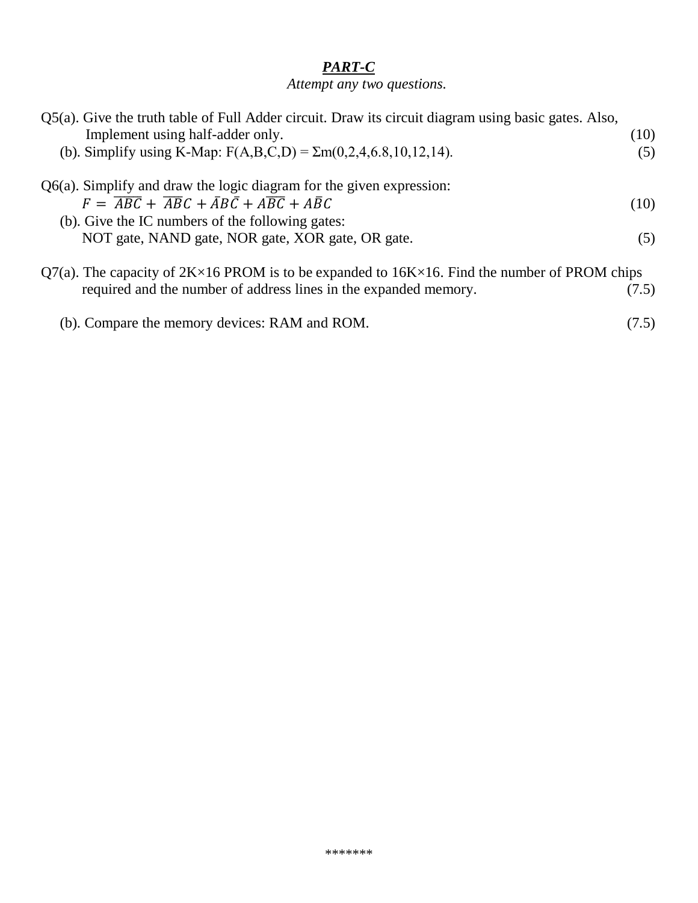## ***PART-C***

*Attempt any two questions.*

Q5(a). Give the truth table of Full Adder circuit. Draw its circuit diagram using basic gates. Also, Implement using half-adder only. (10)

(b). Simplify using K-Map: F(A,B,C,D) = Σm(0,2,4,6.8,10,12,14). (5)

Q6(a). Simplify and draw the logic diagram for the given expression:

$F = \overline{AB}\overline{C} + \overline{AB}C + \bar{A}B\bar{C} + A\overline{BC} + A\bar{B}C$ (10)

(b). Give the IC numbers of the following gates:

NOT gate, NAND gate, NOR gate, XOR gate, OR gate. (5)

Q7(a). The capacity of 2K×16 PROM is to be expanded to 16K×16. Find the number of PROM chips required and the number of address lines in the expanded memory. (7.5)

(b). Compare the memory devices: RAM and ROM. (7.5)

*******